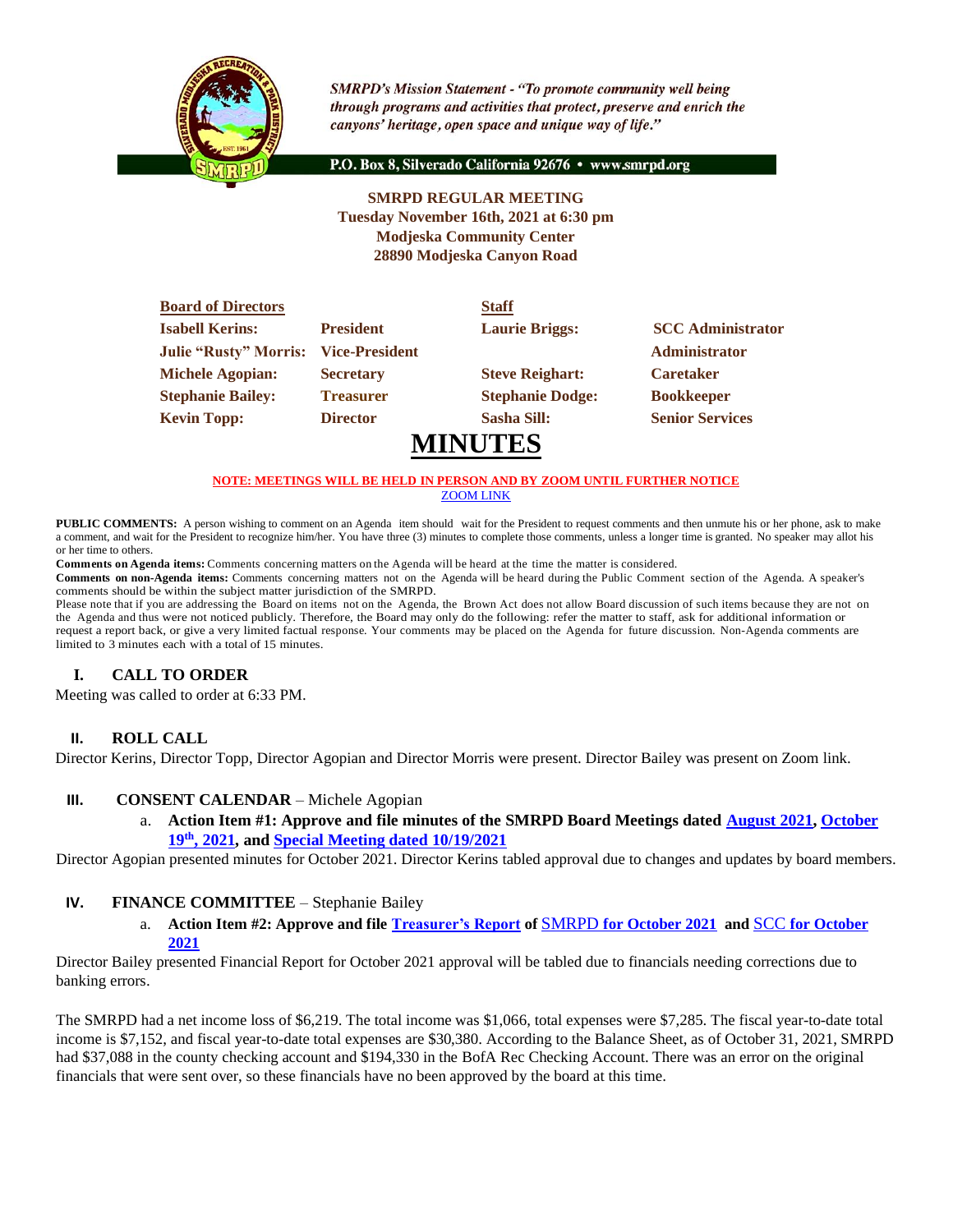*SMRPD's Mission Statement - "To promote community well being through programs and activities that protect, preserve and enrich the canyons' heritage, open space and unique way of life."*

P.O. Box 8, Silverado California 92676 • www.smrpd.org

**SMRPD REGULAR MEETING**
**Tuesday November 16th, 2021 at 6:30 pm**
**Modjeska Community Center**
**28890 Modjeska Canyon Road**

| **Board of Directors** | | **Staff** | |
|---|---|---|---|
| **Isabell Kerins:** | **President** | **Laurie Briggs:** | **SCC Administrator** |
| **Julie "Rusty" Morris:** | **Vice-President** | | **Administrator** |
| **Michele Agopian:** | **Secretary** | **Steve Reighart:** | **Caretaker** |
| **Stephanie Bailey:** | **Treasurer** | **Stephanie Dodge:** | **Bookkeeper** |
| **Kevin Topp:** | **Director** | **Sasha Sill:** | **Senior Services** |

# MINUTES

**NOTE: MEETINGS WILL BE HELD IN PERSON AND BY ZOOM UNTIL FURTHER NOTICE**
ZOOM LINK

**PUBLIC COMMENTS:** A person wishing to comment on an Agenda item should wait for the President to request comments and then unmute his or her phone, ask to make a comment, and wait for the President to recognize him/her. You have three (3) minutes to complete those comments, unless a longer time is granted. No speaker may allot his or her time to others.

**Comments on Agenda items:** Comments concerning matters on the Agenda will be heard at the time the matter is considered.

**Comments on non-Agenda items:** Comments concerning matters not on the Agenda will be heard during the Public Comment section of the Agenda. A speaker's comments should be within the subject matter jurisdiction of the SMRPD.

Please note that if you are addressing the Board on items not on the Agenda, the Brown Act does not allow Board discussion of such items because they are not on the Agenda and thus were not noticed publicly. Therefore, the Board may only do the following: refer the matter to staff, ask for additional information or request a report back, or give a very limited factual response. Your comments may be placed on the Agenda for future discussion. Non-Agenda comments are limited to 3 minutes each with a total of 15 minutes.

## I. CALL TO ORDER

Meeting was called to order at 6:33 PM.

## II. ROLL CALL

Director Kerins, Director Topp, Director Agopian and Director Morris were present. Director Bailey was present on Zoom link.

## III. CONSENT CALENDAR – Michele Agopian

a. **Action Item #1: Approve and file minutes of the SMRPD Board Meetings dated August 2021, October 19th, 2021, and Special Meeting dated 10/19/2021**

Director Agopian presented minutes for October 2021. Director Kerins tabled approval due to changes and updates by board members.

## IV. FINANCE COMMITTEE – Stephanie Bailey

a. **Action Item #2: Approve and file Treasurer's Report of SMRPD for October 2021 and SCC for October 2021**

Director Bailey presented Financial Report for October 2021 approval will be tabled due to financials needing corrections due to banking errors.

The SMRPD had a net income loss of $6,219. The total income was $1,066, total expenses were $7,285. The fiscal year-to-date total income is $7,152, and fiscal year-to-date total expenses are $30,380. According to the Balance Sheet, as of October 31, 2021, SMRPD had $37,088 in the county checking account and $194,330 in the BofA Rec Checking Account. There was an error on the original financials that were sent over, so these financials have no been approved by the board at this time.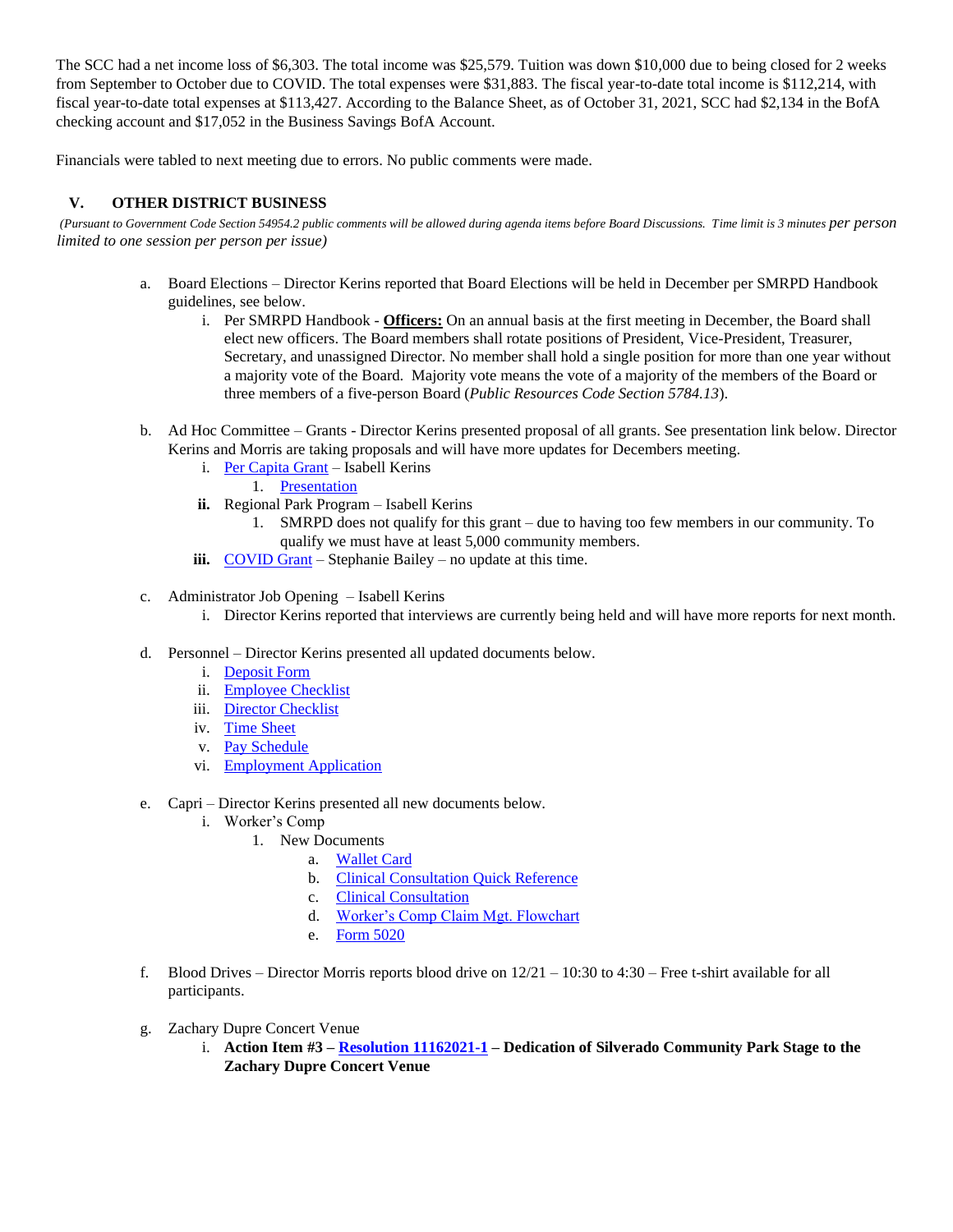The SCC had a net income loss of $6,303. The total income was $25,579. Tuition was down $10,000 due to being closed for 2 weeks from September to October due to COVID. The total expenses were $31,883. The fiscal year-to-date total income is $112,214, with fiscal year-to-date total expenses at $113,427. According to the Balance Sheet, as of October 31, 2021, SCC had $2,134 in the BofA checking account and $17,052 in the Business Savings BofA Account.

Financials were tabled to next meeting due to errors. No public comments were made.

## V. OTHER DISTRICT BUSINESS

*(Pursuant to Government Code Section 54954.2 public comments will be allowed during agenda items before Board Discussions. Time limit is 3 minutes per person limited to one session per person per issue)*

a. Board Elections – Director Kerins reported that Board Elections will be held in December per SMRPD Handbook guidelines, see below.
   i. Per SMRPD Handbook - **Officers:** On an annual basis at the first meeting in December, the Board shall elect new officers. The Board members shall rotate positions of President, Vice-President, Treasurer, Secretary, and unassigned Director. No member shall hold a single position for more than one year without a majority vote of the Board. Majority vote means the vote of a majority of the members of the Board or three members of a five-person Board (*Public Resources Code Section 5784.13*).

b. Ad Hoc Committee – Grants - Director Kerins presented proposal of all grants. See presentation link below. Director Kerins and Morris are taking proposals and will have more updates for Decembers meeting.
   i. Per Capita Grant – Isabell Kerins
      1. Presentation
   **ii.** Regional Park Program – Isabell Kerins
      1. SMRPD does not qualify for this grant – due to having too few members in our community. To qualify we must have at least 5,000 community members.
   **iii.** COVID Grant – Stephanie Bailey – no update at this time.

c. Administrator Job Opening – Isabell Kerins
   i. Director Kerins reported that interviews are currently being held and will have more reports for next month.

d. Personnel – Director Kerins presented all updated documents below.
   i. Deposit Form
   ii. Employee Checklist
   iii. Director Checklist
   iv. Time Sheet
   v. Pay Schedule
   vi. Employment Application

e. Capri – Director Kerins presented all new documents below.
   i. Worker's Comp
      1. New Documents
         a. Wallet Card
         b. Clinical Consultation Quick Reference
         c. Clinical Consultation
         d. Worker's Comp Claim Mgt. Flowchart
         e. Form 5020

f. Blood Drives – Director Morris reports blood drive on 12/21 – 10:30 to 4:30 – Free t-shirt available for all participants.

g. Zachary Dupre Concert Venue
   i. **Action Item #3 – Resolution 11162021-1 – Dedication of Silverado Community Park Stage to the Zachary Dupre Concert Venue**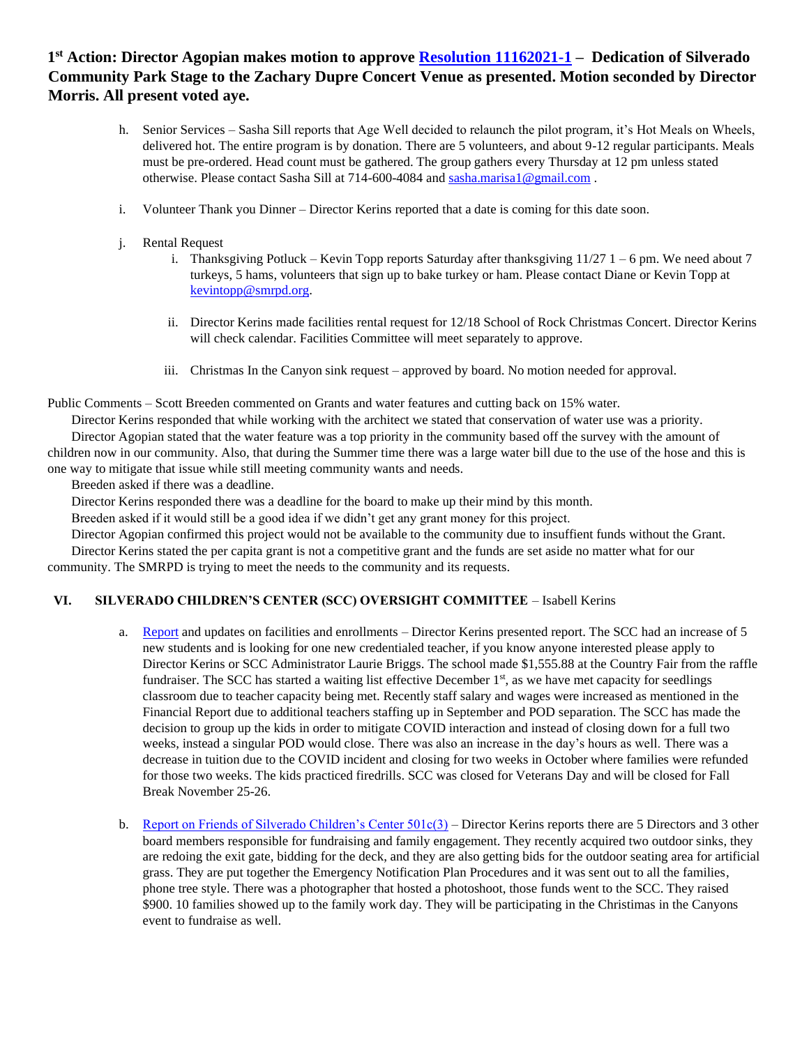**1st Action: Director Agopian makes motion to approve [Resolution 11162021-1](#) – Dedication of Silverado Community Park Stage to the Zachary Dupre Concert Venue as presented. Motion seconded by Director Morris. All present voted aye.**

h. Senior Services – Sasha Sill reports that Age Well decided to relaunch the pilot program, it's Hot Meals on Wheels, delivered hot. The entire program is by donation. There are 5 volunteers, and about 9-12 regular participants. Meals must be pre-ordered. Head count must be gathered. The group gathers every Thursday at 12 pm unless stated otherwise. Please contact Sasha Sill at 714-600-4084 and sasha.marisa1@gmail.com .

i. Volunteer Thank you Dinner – Director Kerins reported that a date is coming for this date soon.

j. Rental Request

   i. Thanksgiving Potluck – Kevin Topp reports Saturday after thanksgiving 11/27 1 – 6 pm. We need about 7 turkeys, 5 hams, volunteers that sign up to bake turkey or ham. Please contact Diane or Kevin Topp at kevintopp@smrpd.org.

   ii. Director Kerins made facilities rental request for 12/18 School of Rock Christmas Concert. Director Kerins will check calendar. Facilities Committee will meet separately to approve.

   iii. Christmas In the Canyon sink request – approved by board. No motion needed for approval.

Public Comments – Scott Breeden commented on Grants and water features and cutting back on 15% water.

Director Kerins responded that while working with the architect we stated that conservation of water use was a priority.

Director Agopian stated that the water feature was a top priority in the community based off the survey with the amount of children now in our community. Also, that during the Summer time there was a large water bill due to the use of the hose and this is one way to mitigate that issue while still meeting community wants and needs.

Breeden asked if there was a deadline.

Director Kerins responded there was a deadline for the board to make up their mind by this month.

Breeden asked if it would still be a good idea if we didn't get any grant money for this project.

Director Agopian confirmed this project would not be available to the community due to insuffient funds without the Grant.

Director Kerins stated the per capita grant is not a competitive grant and the funds are set aside no matter what for our community. The SMRPD is trying to meet the needs to the community and its requests.

## VI. SILVERADO CHILDREN'S CENTER (SCC) OVERSIGHT COMMITTEE – Isabell Kerins

a. [Report](#) and updates on facilities and enrollments – Director Kerins presented report. The SCC had an increase of 5 new students and is looking for one new credentialed teacher, if you know anyone interested please apply to Director Kerins or SCC Administrator Laurie Briggs. The school made $1,555.88 at the Country Fair from the raffle fundraiser. The SCC has started a waiting list effective December 1st, as we have met capacity for seedlings classroom due to teacher capacity being met. Recently staff salary and wages were increased as mentioned in the Financial Report due to additional teachers staffing up in September and POD separation. The SCC has made the decision to group up the kids in order to mitigate COVID interaction and instead of closing down for a full two weeks, instead a singular POD would close. There was also an increase in the day's hours as well. There was a decrease in tuition due to the COVID incident and closing for two weeks in October where families were refunded for those two weeks. The kids practiced firedrills. SCC was closed for Veterans Day and will be closed for Fall Break November 25-26.

b. [Report on Friends of Silverado Children's Center 501c(3)](#) – Director Kerins reports there are 5 Directors and 3 other board members responsible for fundraising and family engagement. They recently acquired two outdoor sinks, they are redoing the exit gate, bidding for the deck, and they are also getting bids for the outdoor seating area for artificial grass. They are put together the Emergency Notification Plan Procedures and it was sent out to all the families, phone tree style. There was a photographer that hosted a photoshoot, those funds went to the SCC. They raised $900. 10 families showed up to the family work day. They will be participating in the Christmas in the Canyons event to fundraise as well.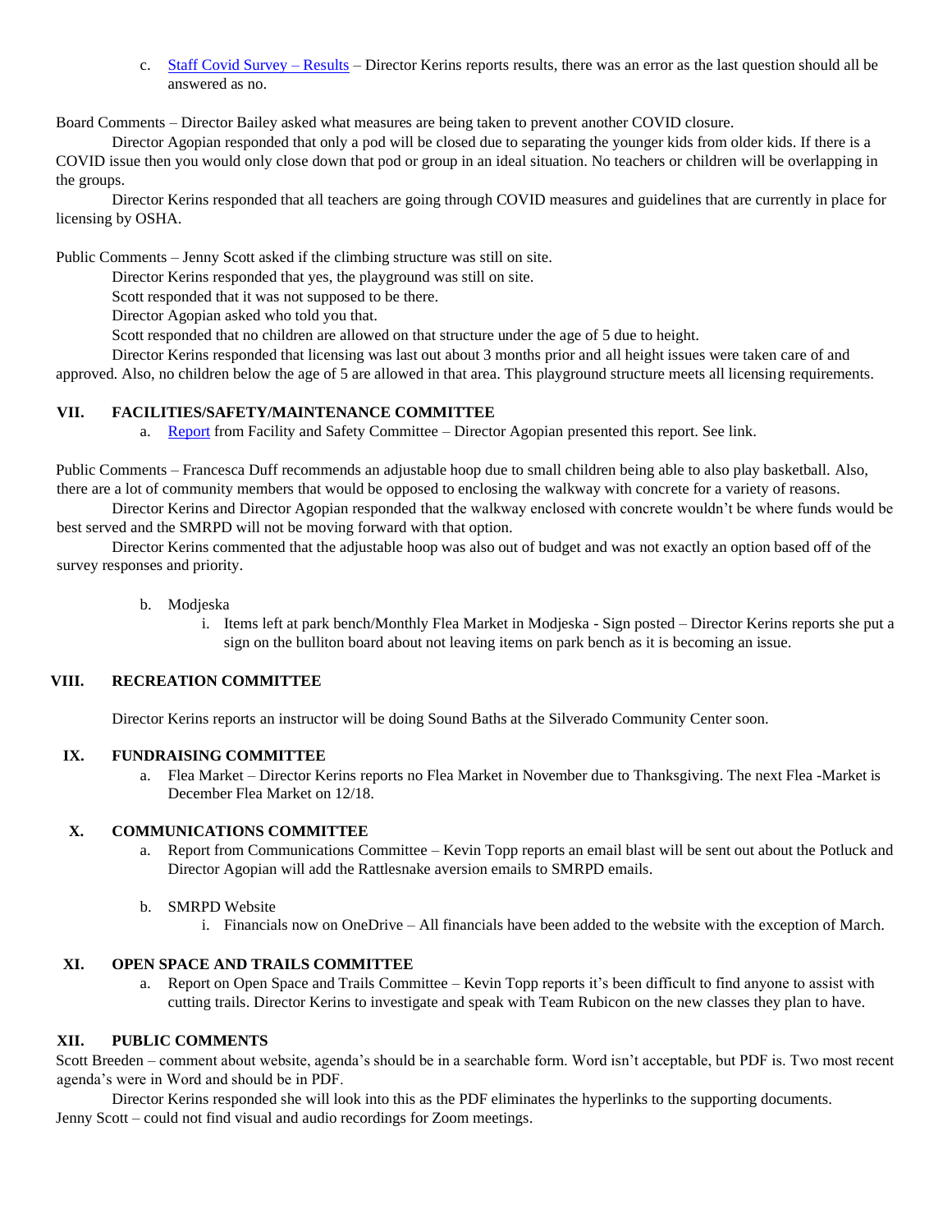c. Staff Covid Survey – Results – Director Kerins reports results, there was an error as the last question should all be answered as no.

Board Comments – Director Bailey asked what measures are being taken to prevent another COVID closure.

Director Agopian responded that only a pod will be closed due to separating the younger kids from older kids. If there is a COVID issue then you would only close down that pod or group in an ideal situation. No teachers or children will be overlapping in the groups.

Director Kerins responded that all teachers are going through COVID measures and guidelines that are currently in place for licensing by OSHA.

Public Comments – Jenny Scott asked if the climbing structure was still on site.

Director Kerins responded that yes, the playground was still on site.

Scott responded that it was not supposed to be there.

Director Agopian asked who told you that.

Scott responded that no children are allowed on that structure under the age of 5 due to height.

Director Kerins responded that licensing was last out about 3 months prior and all height issues were taken care of and approved. Also, no children below the age of 5 are allowed in that area. This playground structure meets all licensing requirements.

## VII. FACILITIES/SAFETY/MAINTENANCE COMMITTEE

a. Report from Facility and Safety Committee – Director Agopian presented this report. See link.

Public Comments – Francesca Duff recommends an adjustable hoop due to small children being able to also play basketball. Also, there are a lot of community members that would be opposed to enclosing the walkway with concrete for a variety of reasons.

Director Kerins and Director Agopian responded that the walkway enclosed with concrete wouldn't be where funds would be best served and the SMRPD will not be moving forward with that option.

Director Kerins commented that the adjustable hoop was also out of budget and was not exactly an option based off of the survey responses and priority.

b. Modjeska

i. Items left at park bench/Monthly Flea Market in Modjeska - Sign posted – Director Kerins reports she put a sign on the bulliton board about not leaving items on park bench as it is becoming an issue.

## VIII. RECREATION COMMITTEE

Director Kerins reports an instructor will be doing Sound Baths at the Silverado Community Center soon.

## IX. FUNDRAISING COMMITTEE

a. Flea Market – Director Kerins reports no Flea Market in November due to Thanksgiving. The next Flea -Market is December Flea Market on 12/18.

## X. COMMUNICATIONS COMMITTEE

a. Report from Communications Committee – Kevin Topp reports an email blast will be sent out about the Potluck and Director Agopian will add the Rattlesnake aversion emails to SMRPD emails.

b. SMRPD Website

i. Financials now on OneDrive – All financials have been added to the website with the exception of March.

## XI. OPEN SPACE AND TRAILS COMMITTEE

a. Report on Open Space and Trails Committee – Kevin Topp reports it's been difficult to find anyone to assist with cutting trails. Director Kerins to investigate and speak with Team Rubicon on the new classes they plan to have.

## XII. PUBLIC COMMENTS

Scott Breeden – comment about website, agenda's should be in a searchable form. Word isn't acceptable, but PDF is. Two most recent agenda's were in Word and should be in PDF.

Director Kerins responded she will look into this as the PDF eliminates the hyperlinks to the supporting documents.

Jenny Scott – could not find visual and audio recordings for Zoom meetings.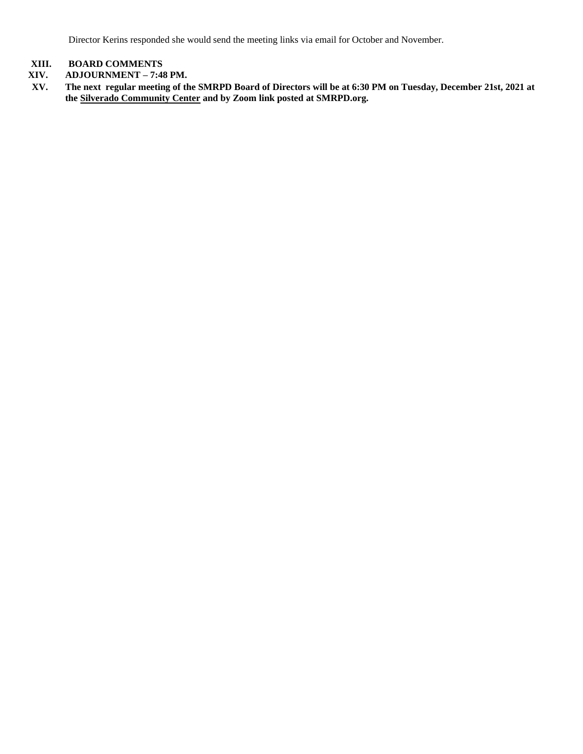Director Kerins responded she would send the meeting links via email for October and November.

**XIII. BOARD COMMENTS**

**XIV. ADJOURNMENT – 7:48 PM.**

**XV. The next regular meeting of the SMRPD Board of Directors will be at 6:30 PM on Tuesday, December 21st, 2021 at the <u>Silverado Community Center</u> and by Zoom link posted at SMRPD.org.**